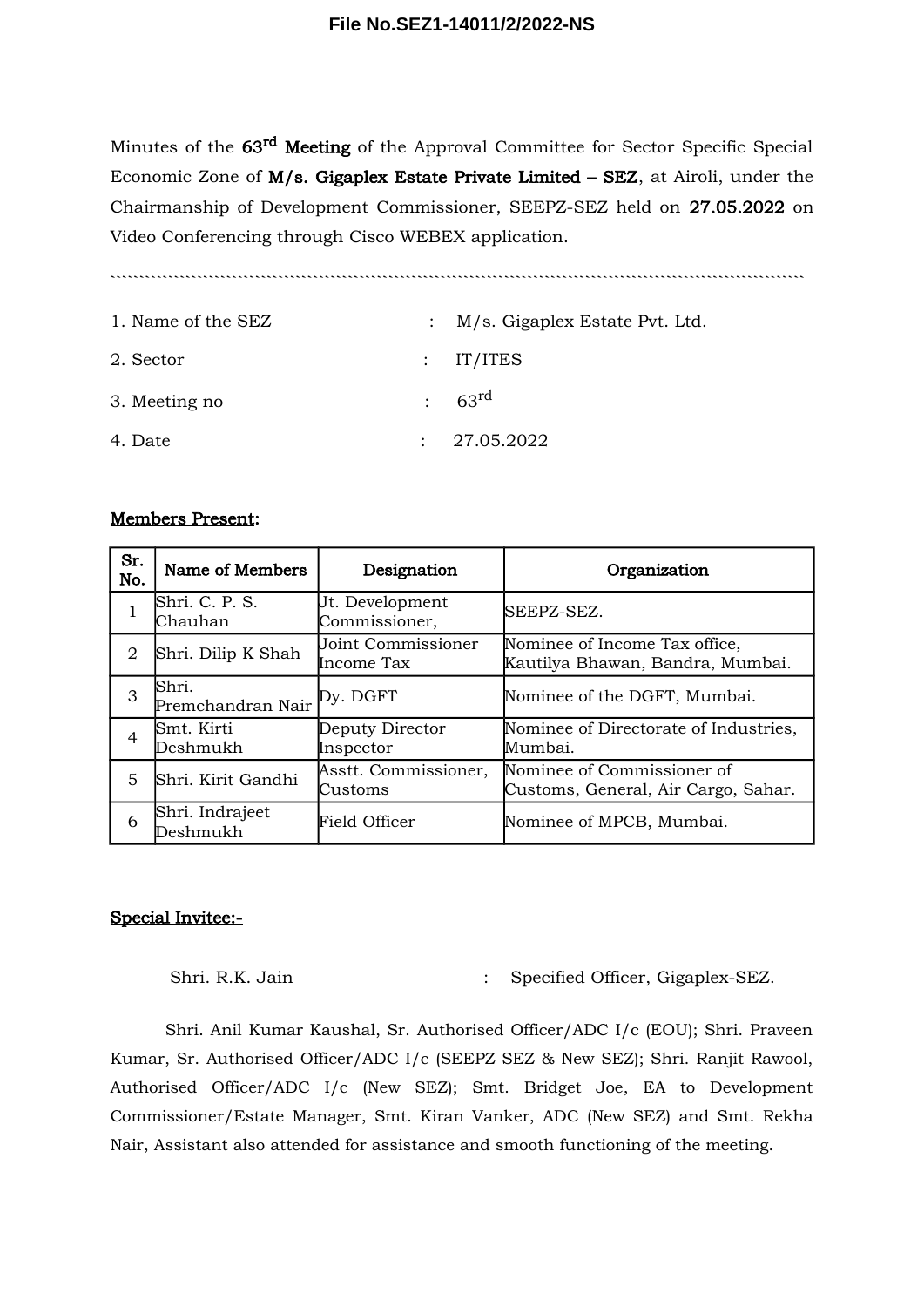**File No.SEZ1-14011/2/2022-NS**

Minutes of the **63rd Meeting** of the Approval Committee for Sector Specific Special Economic Zone of **M/s. Gigaplex Estate Private Limited – SEZ**, at Airoli, under the Chairmanship of Development Commissioner, SEEPZ-SEZ held on **27.05.2022** on Video Conferencing through Cisco WEBEX application.

---

1. Name of the SEZ : M/s. Gigaplex Estate Pvt. Ltd.
2. Sector : IT/ITES
3. Meeting no : 63rd
4. Date : 27.05.2022

**Members Present:**

| Sr. No. | Name of Members | Designation | Organization |
|---|---|---|---|
| 1 | Shri. C. P. S. Chauhan | Jt. Development Commissioner, | SEEPZ-SEZ. |
| 2 | Shri. Dilip K Shah | Joint Commissioner Income Tax | Nominee of Income Tax office, Kautilya Bhawan, Bandra, Mumbai. |
| 3 | Shri. Premchandran Nair | Dy. DGFT | Nominee of the DGFT, Mumbai. |
| 4 | Smt. Kirti Deshmukh | Deputy Director Inspector | Nominee of Directorate of Industries, Mumbai. |
| 5 | Shri. Kirit Gandhi | Asstt. Commissioner, Customs | Nominee of Commissioner of Customs, General, Air Cargo, Sahar. |
| 6 | Shri. Indrajeet Deshmukh | Field Officer | Nominee of MPCB, Mumbai. |

**Special Invitee:-**

Shri. R.K. Jain : Specified Officer, Gigaplex-SEZ.

Shri. Anil Kumar Kaushal, Sr. Authorised Officer/ADC I/c (EOU); Shri. Praveen Kumar, Sr. Authorised Officer/ADC I/c (SEEPZ SEZ & New SEZ); Shri. Ranjit Rawool, Authorised Officer/ADC I/c (New SEZ); Smt. Bridget Joe, EA to Development Commissioner/Estate Manager, Smt. Kiran Vanker, ADC (New SEZ) and Smt. Rekha Nair, Assistant also attended for assistance and smooth functioning of the meeting.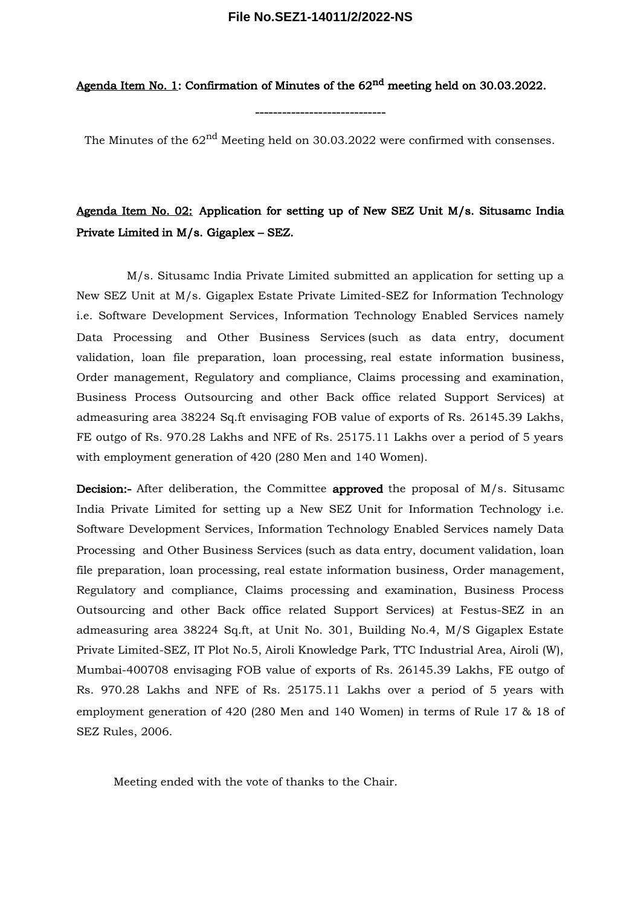**<u>Agenda Item No. 1</u>: Confirmation of Minutes of the 62nd meeting held on 30.03.2022.**

-----------------------------

The Minutes of the 62nd Meeting held on 30.03.2022 were confirmed with consenses.

**<u>Agenda Item No. 02:</u> Application for setting up of New SEZ Unit M/s. Situsamc India Private Limited in M/s. Gigaplex – SEZ.**

M/s. Situsamc India Private Limited submitted an application for setting up a New SEZ Unit at M/s. Gigaplex Estate Private Limited-SEZ for Information Technology i.e. Software Development Services, Information Technology Enabled Services namely Data Processing and Other Business Services (such as data entry, document validation, loan file preparation, loan processing, real estate information business, Order management, Regulatory and compliance, Claims processing and examination, Business Process Outsourcing and other Back office related Support Services) at admeasuring area 38224 Sq.ft envisaging FOB value of exports of Rs. 26145.39 Lakhs, FE outgo of Rs. 970.28 Lakhs and NFE of Rs. 25175.11 Lakhs over a period of 5 years with employment generation of 420 (280 Men and 140 Women).

**Decision:-** After deliberation, the Committee **approved** the proposal of M/s. Situsamc India Private Limited for setting up a New SEZ Unit for Information Technology i.e. Software Development Services, Information Technology Enabled Services namely Data Processing and Other Business Services (such as data entry, document validation, loan file preparation, loan processing, real estate information business, Order management, Regulatory and compliance, Claims processing and examination, Business Process Outsourcing and other Back office related Support Services) at Festus-SEZ in an admeasuring area 38224 Sq.ft, at Unit No. 301, Building No.4, M/S Gigaplex Estate Private Limited-SEZ, IT Plot No.5, Airoli Knowledge Park, TTC Industrial Area, Airoli (W), Mumbai-400708 envisaging FOB value of exports of Rs. 26145.39 Lakhs, FE outgo of Rs. 970.28 Lakhs and NFE of Rs. 25175.11 Lakhs over a period of 5 years with employment generation of 420 (280 Men and 140 Women) in terms of Rule 17 & 18 of SEZ Rules, 2006.

Meeting ended with the vote of thanks to the Chair.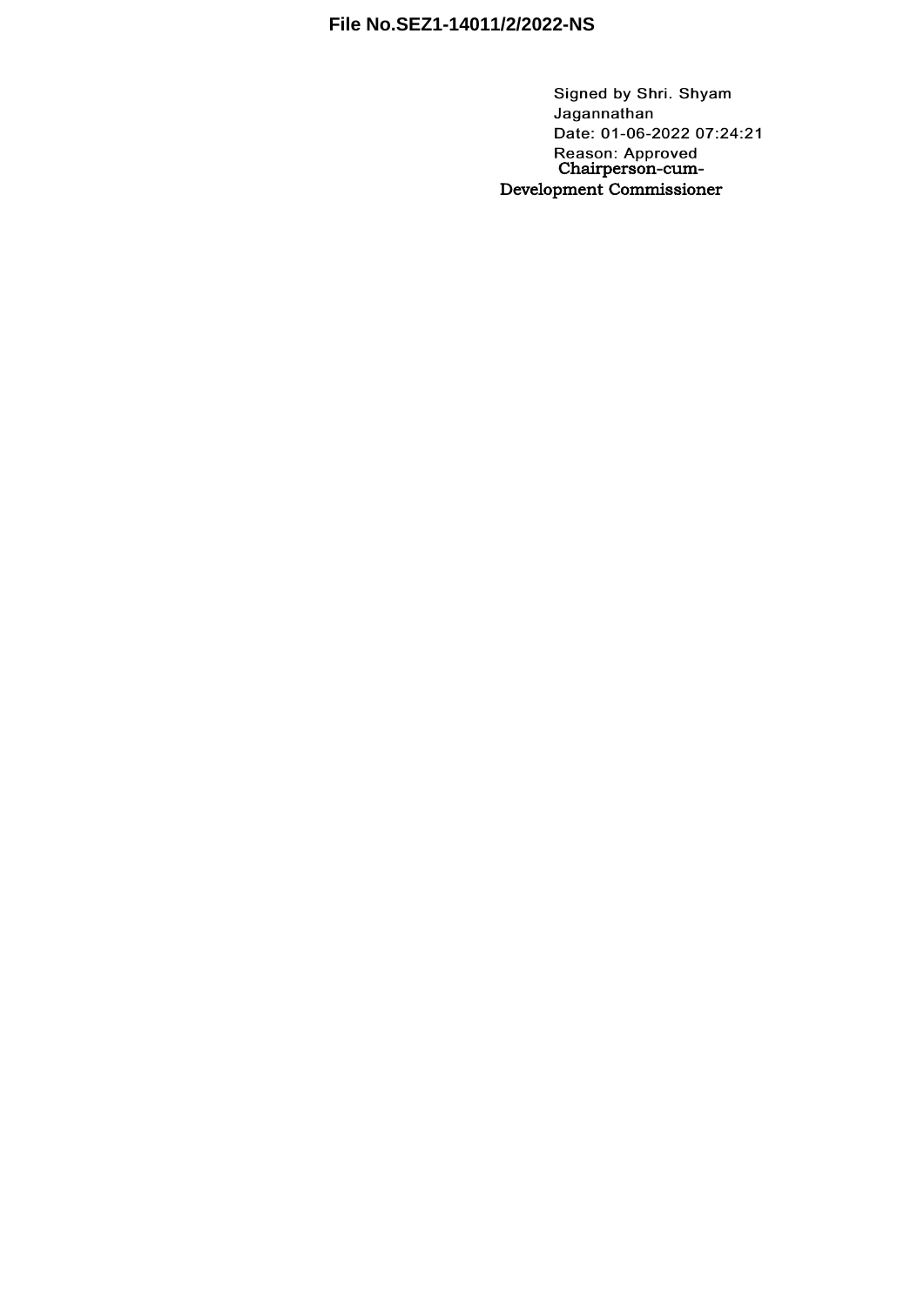Signed by Shri. Shyam Jagannathan
Date: 01-06-2022 07:24:21
Reason: Approved

Chairperson-cum-
Development Commissioner